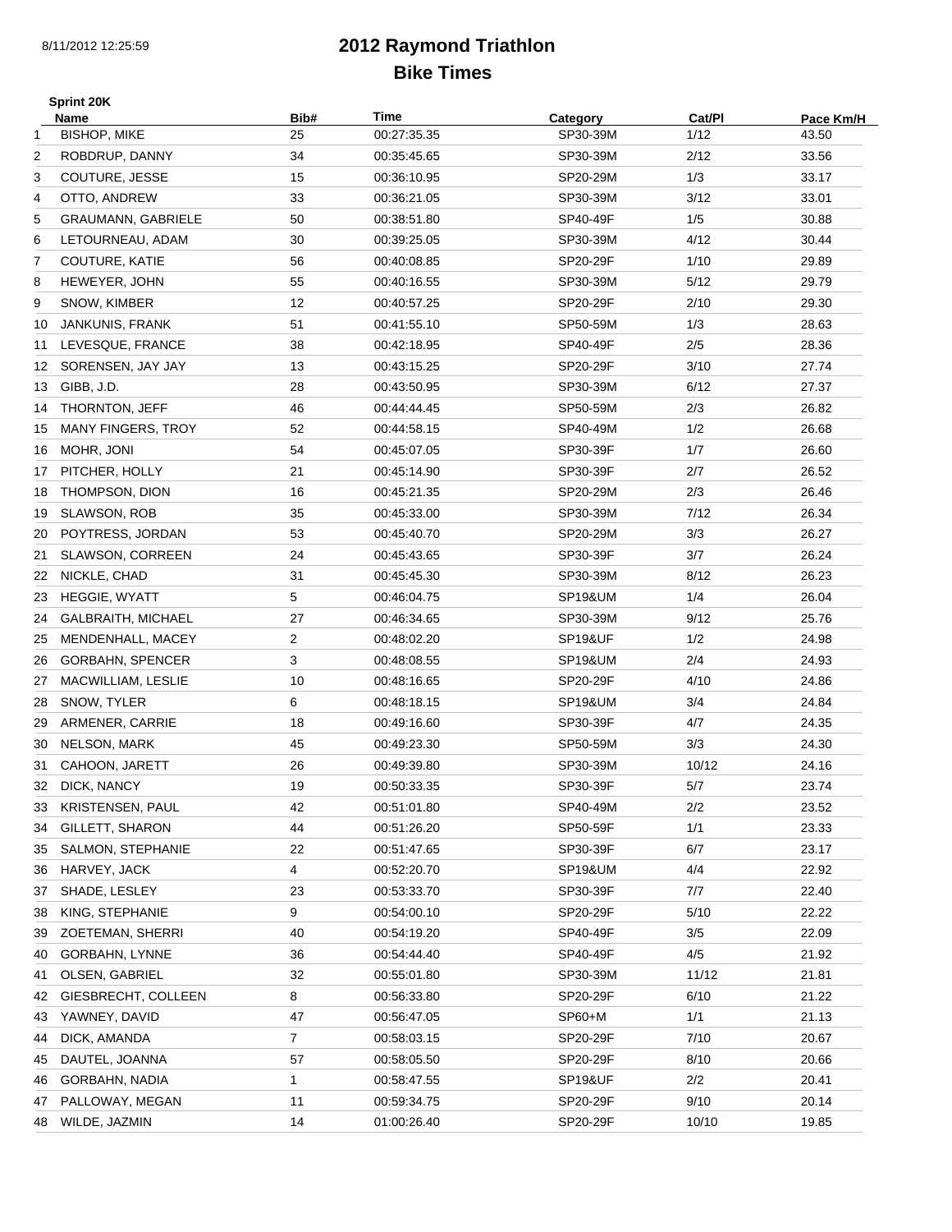8/11/2012 12:25:59

# 2012 Raymond Triathlon
## Bike Times

**Sprint 20K**

| | Name | Bib# | Time | Category | Cat/Pl | Pace Km/H |
|---|---|---|---|---|---|---|
| 1 | BISHOP, MIKE | 25 | 00:27:35.35 | SP30-39M | 1/12 | 43.50 |
| 2 | ROBDRUP, DANNY | 34 | 00:35:45.65 | SP30-39M | 2/12 | 33.56 |
| 3 | COUTURE, JESSE | 15 | 00:36:10.95 | SP20-29M | 1/3 | 33.17 |
| 4 | OTTO, ANDREW | 33 | 00:36:21.05 | SP30-39M | 3/12 | 33.01 |
| 5 | GRAUMANN, GABRIELE | 50 | 00:38:51.80 | SP40-49F | 1/5 | 30.88 |
| 6 | LETOURNEAU, ADAM | 30 | 00:39:25.05 | SP30-39M | 4/12 | 30.44 |
| 7 | COUTURE, KATIE | 56 | 00:40:08.85 | SP20-29F | 1/10 | 29.89 |
| 8 | HEWEYER, JOHN | 55 | 00:40:16.55 | SP30-39M | 5/12 | 29.79 |
| 9 | SNOW, KIMBER | 12 | 00:40:57.25 | SP20-29F | 2/10 | 29.30 |
| 10 | JANKUNIS, FRANK | 51 | 00:41:55.10 | SP50-59M | 1/3 | 28.63 |
| 11 | LEVESQUE, FRANCE | 38 | 00:42:18.95 | SP40-49F | 2/5 | 28.36 |
| 12 | SORENSEN, JAY JAY | 13 | 00:43:15.25 | SP20-29F | 3/10 | 27.74 |
| 13 | GIBB, J.D. | 28 | 00:43:50.95 | SP30-39M | 6/12 | 27.37 |
| 14 | THORNTON, JEFF | 46 | 00:44:44.45 | SP50-59M | 2/3 | 26.82 |
| 15 | MANY FINGERS, TROY | 52 | 00:44:58.15 | SP40-49M | 1/2 | 26.68 |
| 16 | MOHR, JONI | 54 | 00:45:07.05 | SP30-39F | 1/7 | 26.60 |
| 17 | PITCHER, HOLLY | 21 | 00:45:14.90 | SP30-39F | 2/7 | 26.52 |
| 18 | THOMPSON, DION | 16 | 00:45:21.35 | SP20-29M | 2/3 | 26.46 |
| 19 | SLAWSON, ROB | 35 | 00:45:33.00 | SP30-39M | 7/12 | 26.34 |
| 20 | POYTRESS, JORDAN | 53 | 00:45:40.70 | SP20-29M | 3/3 | 26.27 |
| 21 | SLAWSON, CORREEN | 24 | 00:45:43.65 | SP30-39F | 3/7 | 26.24 |
| 22 | NICKLE, CHAD | 31 | 00:45:45.30 | SP30-39M | 8/12 | 26.23 |
| 23 | HEGGIE, WYATT | 5 | 00:46:04.75 | SP19&UM | 1/4 | 26.04 |
| 24 | GALBRAITH, MICHAEL | 27 | 00:46:34.65 | SP30-39M | 9/12 | 25.76 |
| 25 | MENDENHALL, MACEY | 2 | 00:48:02.20 | SP19&UF | 1/2 | 24.98 |
| 26 | GORBAHN, SPENCER | 3 | 00:48:08.55 | SP19&UM | 2/4 | 24.93 |
| 27 | MACWILLIAM, LESLIE | 10 | 00:48:16.65 | SP20-29F | 4/10 | 24.86 |
| 28 | SNOW, TYLER | 6 | 00:48:18.15 | SP19&UM | 3/4 | 24.84 |
| 29 | ARMENER, CARRIE | 18 | 00:49:16.60 | SP30-39F | 4/7 | 24.35 |
| 30 | NELSON, MARK | 45 | 00:49:23.30 | SP50-59M | 3/3 | 24.30 |
| 31 | CAHOON, JARETT | 26 | 00:49:39.80 | SP30-39M | 10/12 | 24.16 |
| 32 | DICK, NANCY | 19 | 00:50:33.35 | SP30-39F | 5/7 | 23.74 |
| 33 | KRISTENSEN, PAUL | 42 | 00:51:01.80 | SP40-49M | 2/2 | 23.52 |
| 34 | GILLETT, SHARON | 44 | 00:51:26.20 | SP50-59F | 1/1 | 23.33 |
| 35 | SALMON, STEPHANIE | 22 | 00:51:47.65 | SP30-39F | 6/7 | 23.17 |
| 36 | HARVEY, JACK | 4 | 00:52:20.70 | SP19&UM | 4/4 | 22.92 |
| 37 | SHADE, LESLEY | 23 | 00:53:33.70 | SP30-39F | 7/7 | 22.40 |
| 38 | KING, STEPHANIE | 9 | 00:54:00.10 | SP20-29F | 5/10 | 22.22 |
| 39 | ZOETEMAN, SHERRI | 40 | 00:54:19.20 | SP40-49F | 3/5 | 22.09 |
| 40 | GORBAHN, LYNNE | 36 | 00:54:44.40 | SP40-49F | 4/5 | 21.92 |
| 41 | OLSEN, GABRIEL | 32 | 00:55:01.80 | SP30-39M | 11/12 | 21.81 |
| 42 | GIESBRECHT, COLLEEN | 8 | 00:56:33.80 | SP20-29F | 6/10 | 21.22 |
| 43 | YAWNEY, DAVID | 47 | 00:56:47.05 | SP60+M | 1/1 | 21.13 |
| 44 | DICK, AMANDA | 7 | 00:58:03.15 | SP20-29F | 7/10 | 20.67 |
| 45 | DAUTEL, JOANNA | 57 | 00:58:05.50 | SP20-29F | 8/10 | 20.66 |
| 46 | GORBAHN, NADIA | 1 | 00:58:47.55 | SP19&UF | 2/2 | 20.41 |
| 47 | PALLOWAY, MEGAN | 11 | 00:59:34.75 | SP20-29F | 9/10 | 20.14 |
| 48 | WILDE, JAZMIN | 14 | 01:00:26.40 | SP20-29F | 10/10 | 19.85 |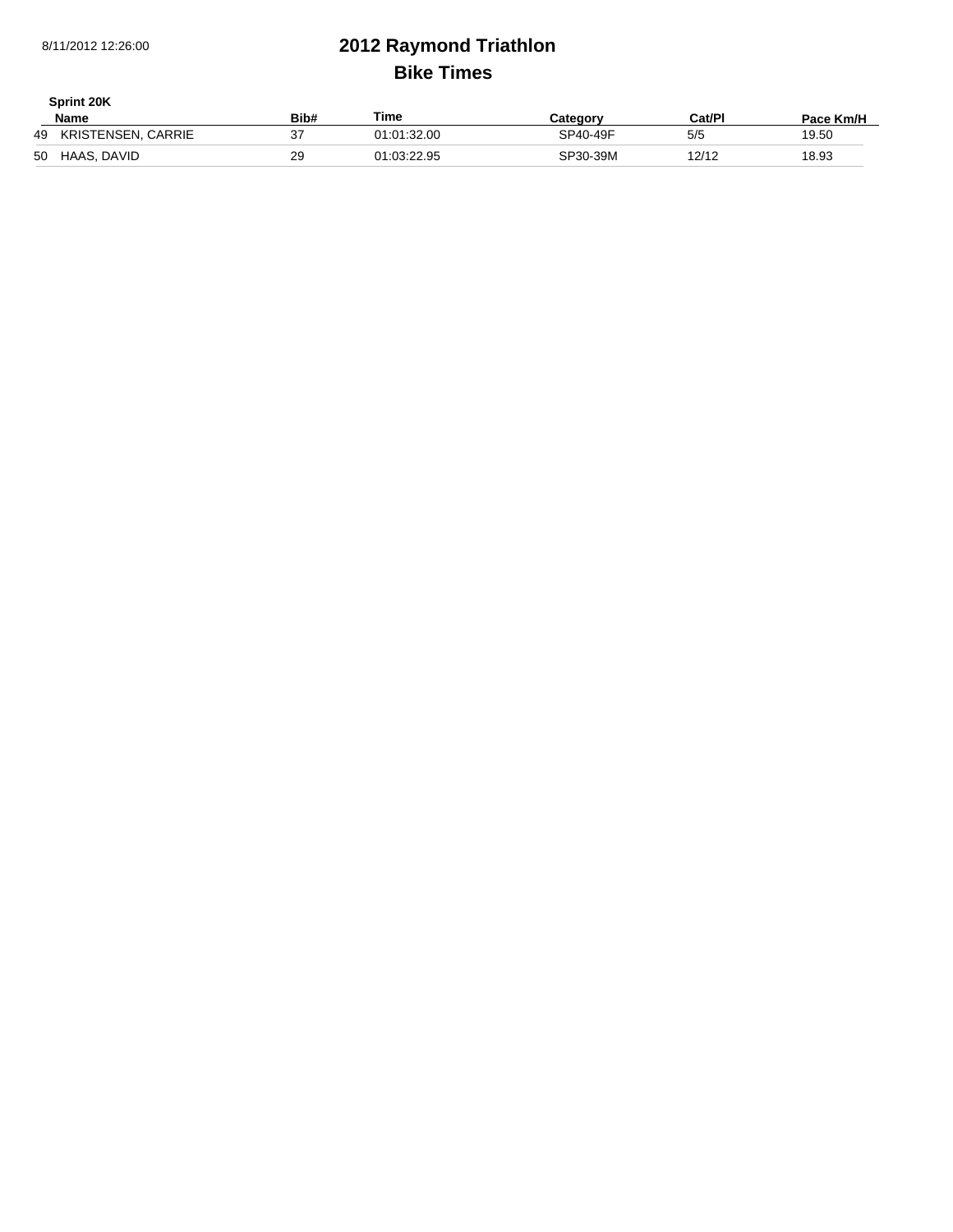# 2012 Raymond Triathlon

## Bike Times

**Sprint 20K**

| | Name | Bib# | Time | Category | Cat/Pl | Pace Km/H |
|---|---|---|---|---|---|---|
| 49 | KRISTENSEN, CARRIE | 37 | 01:01:32.00 | SP40-49F | 5/5 | 19.50 |
| 50 | HAAS, DAVID | 29 | 01:03:22.95 | SP30-39M | 12/12 | 18.93 |